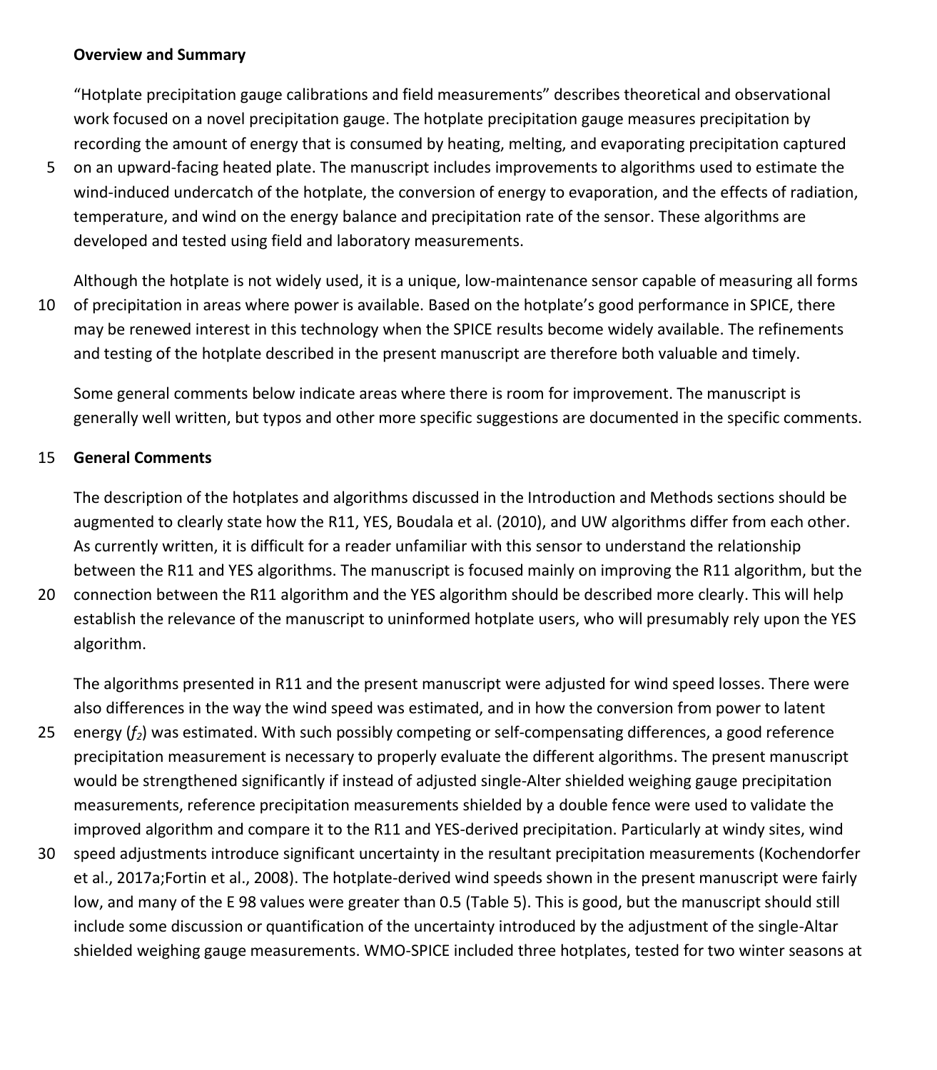**Overview and Summary**

"Hotplate precipitation gauge calibrations and field measurements" describes theoretical and observational work focused on a novel precipitation gauge. The hotplate precipitation gauge measures precipitation by recording the amount of energy that is consumed by heating, melting, and evaporating precipitation captured on an upward-facing heated plate. The manuscript includes improvements to algorithms used to estimate the wind-induced undercatch of the hotplate, the conversion of energy to evaporation, and the effects of radiation, temperature, and wind on the energy balance and precipitation rate of the sensor. These algorithms are developed and tested using field and laboratory measurements.

Although the hotplate is not widely used, it is a unique, low-maintenance sensor capable of measuring all forms of precipitation in areas where power is available. Based on the hotplate's good performance in SPICE, there may be renewed interest in this technology when the SPICE results become widely available. The refinements and testing of the hotplate described in the present manuscript are therefore both valuable and timely.

Some general comments below indicate areas where there is room for improvement. The manuscript is generally well written, but typos and other more specific suggestions are documented in the specific comments.

**General Comments**

The description of the hotplates and algorithms discussed in the Introduction and Methods sections should be augmented to clearly state how the R11, YES, Boudala et al. (2010), and UW algorithms differ from each other. As currently written, it is difficult for a reader unfamiliar with this sensor to understand the relationship between the R11 and YES algorithms. The manuscript is focused mainly on improving the R11 algorithm, but the connection between the R11 algorithm and the YES algorithm should be described more clearly. This will help establish the relevance of the manuscript to uninformed hotplate users, who will presumably rely upon the YES algorithm.

The algorithms presented in R11 and the present manuscript were adjusted for wind speed losses. There were also differences in the way the wind speed was estimated, and in how the conversion from power to latent energy ($f_2$) was estimated. With such possibly competing or self-compensating differences, a good reference precipitation measurement is necessary to properly evaluate the different algorithms. The present manuscript would be strengthened significantly if instead of adjusted single-Alter shielded weighing gauge precipitation measurements, reference precipitation measurements shielded by a double fence were used to validate the improved algorithm and compare it to the R11 and YES-derived precipitation. Particularly at windy sites, wind speed adjustments introduce significant uncertainty in the resultant precipitation measurements (Kochendorfer et al., 2017a;Fortin et al., 2008). The hotplate-derived wind speeds shown in the present manuscript were fairly low, and many of the E 98 values were greater than 0.5 (Table 5). This is good, but the manuscript should still include some discussion or quantification of the uncertainty introduced by the adjustment of the single-Altar shielded weighing gauge measurements. WMO-SPICE included three hotplates, tested for two winter seasons at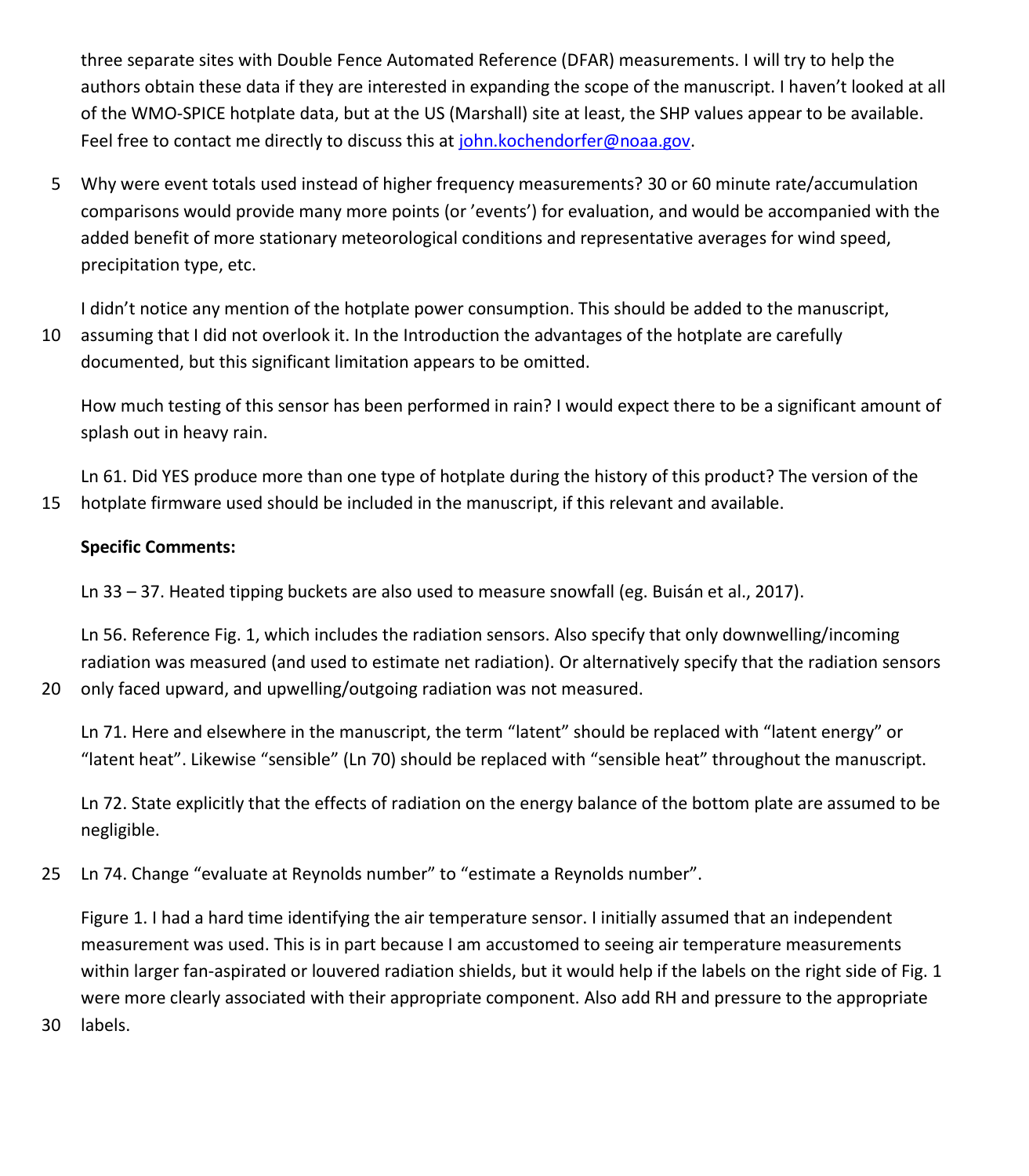three separate sites with Double Fence Automated Reference (DFAR) measurements. I will try to help the authors obtain these data if they are interested in expanding the scope of the manuscript. I haven't looked at all of the WMO-SPICE hotplate data, but at the US (Marshall) site at least, the SHP values appear to be available. Feel free to contact me directly to discuss this at john.kochendorfer@noaa.gov.

Why were event totals used instead of higher frequency measurements? 30 or 60 minute rate/accumulation comparisons would provide many more points (or 'events') for evaluation, and would be accompanied with the added benefit of more stationary meteorological conditions and representative averages for wind speed, precipitation type, etc.

I didn't notice any mention of the hotplate power consumption. This should be added to the manuscript, assuming that I did not overlook it. In the Introduction the advantages of the hotplate are carefully documented, but this significant limitation appears to be omitted.

How much testing of this sensor has been performed in rain? I would expect there to be a significant amount of splash out in heavy rain.

Ln 61. Did YES produce more than one type of hotplate during the history of this product? The version of the hotplate firmware used should be included in the manuscript, if this relevant and available.

**Specific Comments:**

Ln 33 – 37. Heated tipping buckets are also used to measure snowfall (eg. Buisán et al., 2017).

Ln 56. Reference Fig. 1, which includes the radiation sensors. Also specify that only downwelling/incoming radiation was measured (and used to estimate net radiation). Or alternatively specify that the radiation sensors only faced upward, and upwelling/outgoing radiation was not measured.

Ln 71. Here and elsewhere in the manuscript, the term "latent" should be replaced with "latent energy" or "latent heat". Likewise "sensible" (Ln 70) should be replaced with "sensible heat" throughout the manuscript.

Ln 72. State explicitly that the effects of radiation on the energy balance of the bottom plate are assumed to be negligible.

Ln 74. Change "evaluate at Reynolds number" to "estimate a Reynolds number".

Figure 1. I had a hard time identifying the air temperature sensor. I initially assumed that an independent measurement was used. This is in part because I am accustomed to seeing air temperature measurements within larger fan-aspirated or louvered radiation shields, but it would help if the labels on the right side of Fig. 1 were more clearly associated with their appropriate component. Also add RH and pressure to the appropriate labels.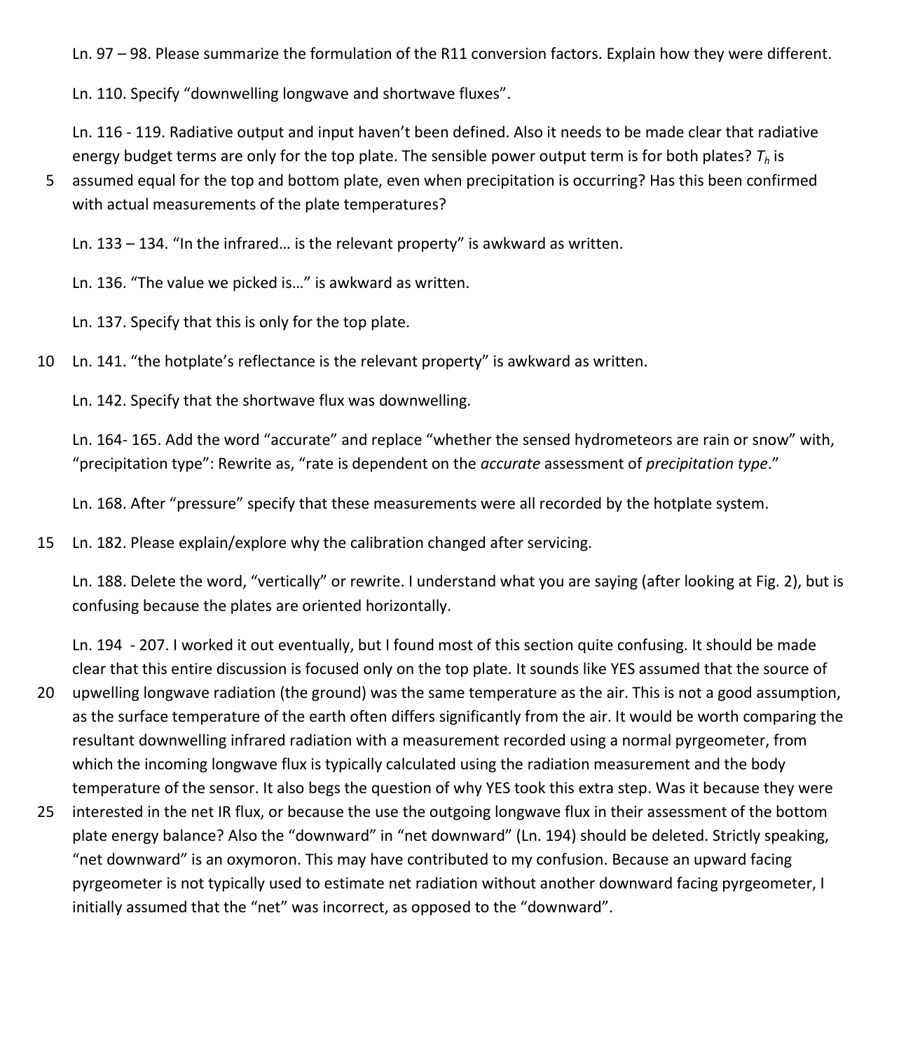Ln. 97 – 98. Please summarize the formulation of the R11 conversion factors. Explain how they were different.

Ln. 110. Specify "downwelling longwave and shortwave fluxes".

Ln. 116 - 119. Radiative output and input haven't been defined. Also it needs to be made clear that radiative energy budget terms are only for the top plate. The sensible power output term is for both plates? $T_h$ is assumed equal for the top and bottom plate, even when precipitation is occurring? Has this been confirmed with actual measurements of the plate temperatures?

Ln. 133 – 134. "In the infrared… is the relevant property" is awkward as written.

Ln. 136. "The value we picked is…" is awkward as written.

Ln. 137. Specify that this is only for the top plate.

Ln. 141. "the hotplate's reflectance is the relevant property" is awkward as written.

Ln. 142. Specify that the shortwave flux was downwelling.

Ln. 164- 165. Add the word "accurate" and replace "whether the sensed hydrometeors are rain or snow" with, "precipitation type": Rewrite as, "rate is dependent on the *accurate* assessment of *precipitation type*."

Ln. 168. After "pressure" specify that these measurements were all recorded by the hotplate system.

Ln. 182. Please explain/explore why the calibration changed after servicing.

Ln. 188. Delete the word, "vertically" or rewrite. I understand what you are saying (after looking at Fig. 2), but is confusing because the plates are oriented horizontally.

Ln. 194 - 207. I worked it out eventually, but I found most of this section quite confusing. It should be made clear that this entire discussion is focused only on the top plate. It sounds like YES assumed that the source of upwelling longwave radiation (the ground) was the same temperature as the air. This is not a good assumption, as the surface temperature of the earth often differs significantly from the air. It would be worth comparing the resultant downwelling infrared radiation with a measurement recorded using a normal pyrgeometer, from which the incoming longwave flux is typically calculated using the radiation measurement and the body temperature of the sensor. It also begs the question of why YES took this extra step. Was it because they were interested in the net IR flux, or because the use the outgoing longwave flux in their assessment of the bottom plate energy balance? Also the "downward" in "net downward" (Ln. 194) should be deleted. Strictly speaking, "net downward" is an oxymoron. This may have contributed to my confusion. Because an upward facing pyrgeometer is not typically used to estimate net radiation without another downward facing pyrgeometer, I initially assumed that the "net" was incorrect, as opposed to the "downward".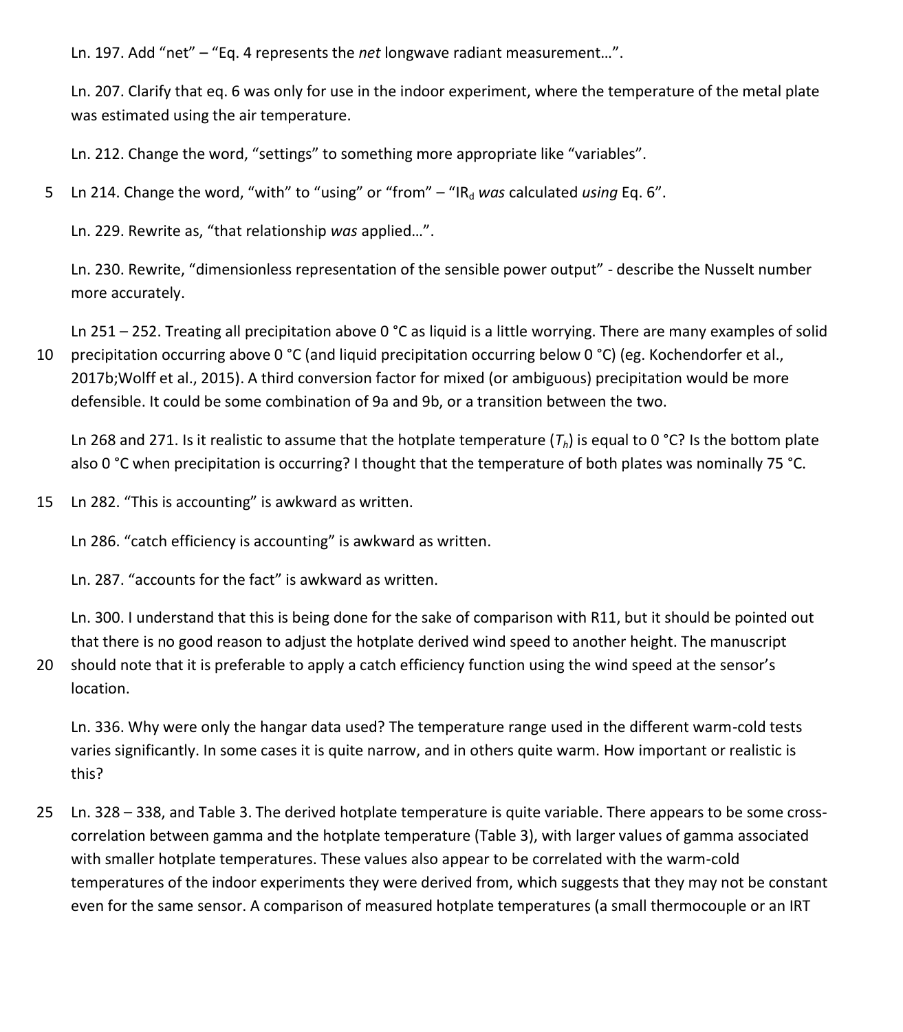Ln. 197. Add "net" – "Eq. 4 represents the *net* longwave radiant measurement…".

Ln. 207. Clarify that eq. 6 was only for use in the indoor experiment, where the temperature of the metal plate was estimated using the air temperature.

Ln. 212. Change the word, "settings" to something more appropriate like "variables".

Ln 214. Change the word, "with" to "using" or "from" – "$IR_d$ *was* calculated *using* Eq. 6".

Ln. 229. Rewrite as, "that relationship *was* applied…".

Ln. 230. Rewrite, "dimensionless representation of the sensible power output" - describe the Nusselt number more accurately.

Ln 251 – 252. Treating all precipitation above 0 °C as liquid is a little worrying. There are many examples of solid precipitation occurring above 0 °C (and liquid precipitation occurring below 0 °C) (eg. Kochendorfer et al., 2017b;Wolff et al., 2015). A third conversion factor for mixed (or ambiguous) precipitation would be more defensible. It could be some combination of 9a and 9b, or a transition between the two.

Ln 268 and 271. Is it realistic to assume that the hotplate temperature ($T_h$) is equal to 0 °C? Is the bottom plate also 0 °C when precipitation is occurring? I thought that the temperature of both plates was nominally 75 °C.

Ln 282. "This is accounting" is awkward as written.

Ln 286. "catch efficiency is accounting" is awkward as written.

Ln. 287. "accounts for the fact" is awkward as written.

Ln. 300. I understand that this is being done for the sake of comparison with R11, but it should be pointed out that there is no good reason to adjust the hotplate derived wind speed to another height. The manuscript should note that it is preferable to apply a catch efficiency function using the wind speed at the sensor's location.

Ln. 336. Why were only the hangar data used? The temperature range used in the different warm-cold tests varies significantly. In some cases it is quite narrow, and in others quite warm. How important or realistic is this?

Ln. 328 – 338, and Table 3. The derived hotplate temperature is quite variable. There appears to be some cross-correlation between gamma and the hotplate temperature (Table 3), with larger values of gamma associated with smaller hotplate temperatures. These values also appear to be correlated with the warm-cold temperatures of the indoor experiments they were derived from, which suggests that they may not be constant even for the same sensor. A comparison of measured hotplate temperatures (a small thermocouple or an IRT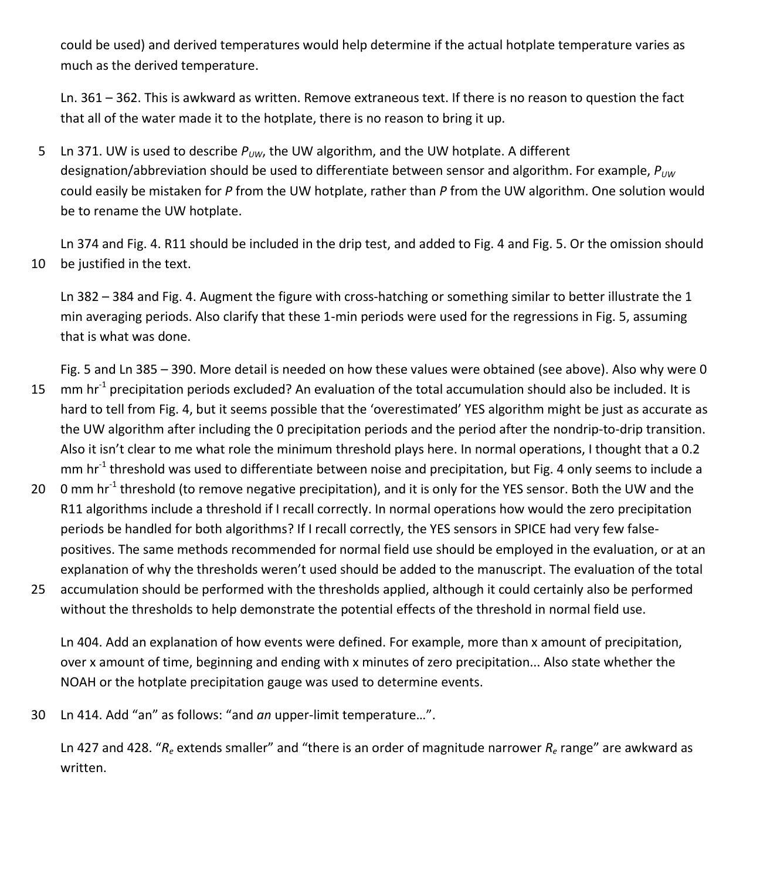could be used) and derived temperatures would help determine if the actual hotplate temperature varies as much as the derived temperature.

Ln. 361 – 362. This is awkward as written. Remove extraneous text. If there is no reason to question the fact that all of the water made it to the hotplate, there is no reason to bring it up.

Ln 371. UW is used to describe $P_{UW}$, the UW algorithm, and the UW hotplate. A different designation/abbreviation should be used to differentiate between sensor and algorithm. For example, $P_{UW}$ could easily be mistaken for $P$ from the UW hotplate, rather than $P$ from the UW algorithm. One solution would be to rename the UW hotplate.

Ln 374 and Fig. 4. R11 should be included in the drip test, and added to Fig. 4 and Fig. 5. Or the omission should be justified in the text.

Ln 382 – 384 and Fig. 4. Augment the figure with cross-hatching or something similar to better illustrate the 1 min averaging periods. Also clarify that these 1-min periods were used for the regressions in Fig. 5, assuming that is what was done.

Fig. 5 and Ln 385 – 390. More detail is needed on how these values were obtained (see above). Also why were 0 mm hr$^{-1}$ precipitation periods excluded? An evaluation of the total accumulation should also be included. It is hard to tell from Fig. 4, but it seems possible that the 'overestimated' YES algorithm might be just as accurate as the UW algorithm after including the 0 precipitation periods and the period after the nondrip-to-drip transition. Also it isn't clear to me what role the minimum threshold plays here. In normal operations, I thought that a 0.2 mm hr$^{-1}$ threshold was used to differentiate between noise and precipitation, but Fig. 4 only seems to include a 0 mm hr$^{-1}$ threshold (to remove negative precipitation), and it is only for the YES sensor. Both the UW and the R11 algorithms include a threshold if I recall correctly. In normal operations how would the zero precipitation periods be handled for both algorithms? If I recall correctly, the YES sensors in SPICE had very few false-positives. The same methods recommended for normal field use should be employed in the evaluation, or at an explanation of why the thresholds weren't used should be added to the manuscript. The evaluation of the total accumulation should be performed with the thresholds applied, although it could certainly also be performed without the thresholds to help demonstrate the potential effects of the threshold in normal field use.

Ln 404. Add an explanation of how events were defined. For example, more than x amount of precipitation, over x amount of time, beginning and ending with x minutes of zero precipitation... Also state whether the NOAH or the hotplate precipitation gauge was used to determine events.

Ln 414. Add "an" as follows: "and *an* upper-limit temperature…".

Ln 427 and 428. "$R_e$ extends smaller" and "there is an order of magnitude narrower $R_e$ range" are awkward as written.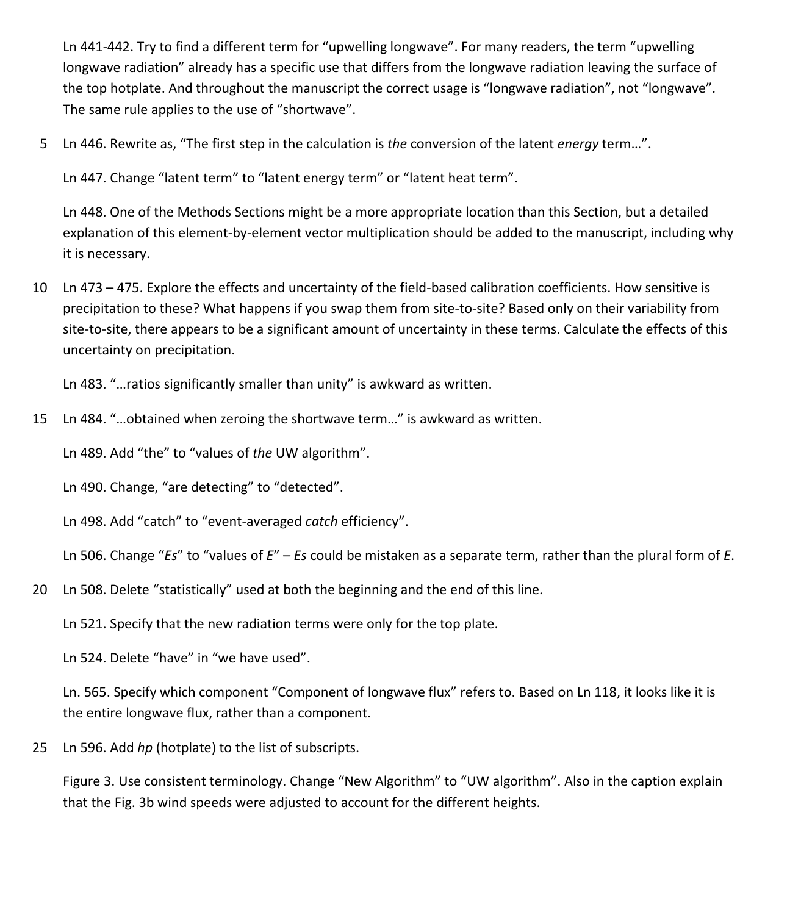Ln 441-442. Try to find a different term for “upwelling longwave”. For many readers, the term “upwelling longwave radiation” already has a specific use that differs from the longwave radiation leaving the surface of the top hotplate. And throughout the manuscript the correct usage is “longwave radiation”, not “longwave”. The same rule applies to the use of “shortwave”.

Ln 446. Rewrite as, “The first step in the calculation is *the* conversion of the latent *energy* term…”.

Ln 447. Change “latent term” to “latent energy term” or “latent heat term”.

Ln 448. One of the Methods Sections might be a more appropriate location than this Section, but a detailed explanation of this element-by-element vector multiplication should be added to the manuscript, including why it is necessary.

Ln 473 – 475. Explore the effects and uncertainty of the field-based calibration coefficients. How sensitive is precipitation to these? What happens if you swap them from site-to-site? Based only on their variability from site-to-site, there appears to be a significant amount of uncertainty in these terms. Calculate the effects of this uncertainty on precipitation.

Ln 483. “…ratios significantly smaller than unity” is awkward as written.

Ln 484. “…obtained when zeroing the shortwave term…” is awkward as written.

Ln 489. Add “the” to “values of *the* UW algorithm”.

Ln 490. Change, “are detecting” to “detected”.

Ln 498. Add “catch” to “event-averaged *catch* efficiency”.

Ln 506. Change “*Es*” to “values of *E*” – *Es* could be mistaken as a separate term, rather than the plural form of *E*.

Ln 508. Delete “statistically” used at both the beginning and the end of this line.

Ln 521. Specify that the new radiation terms were only for the top plate.

Ln 524. Delete “have” in “we have used”.

Ln. 565. Specify which component “Component of longwave flux” refers to. Based on Ln 118, it looks like it is the entire longwave flux, rather than a component.

Ln 596. Add *hp* (hotplate) to the list of subscripts.

Figure 3. Use consistent terminology. Change “New Algorithm” to “UW algorithm”. Also in the caption explain that the Fig. 3b wind speeds were adjusted to account for the different heights.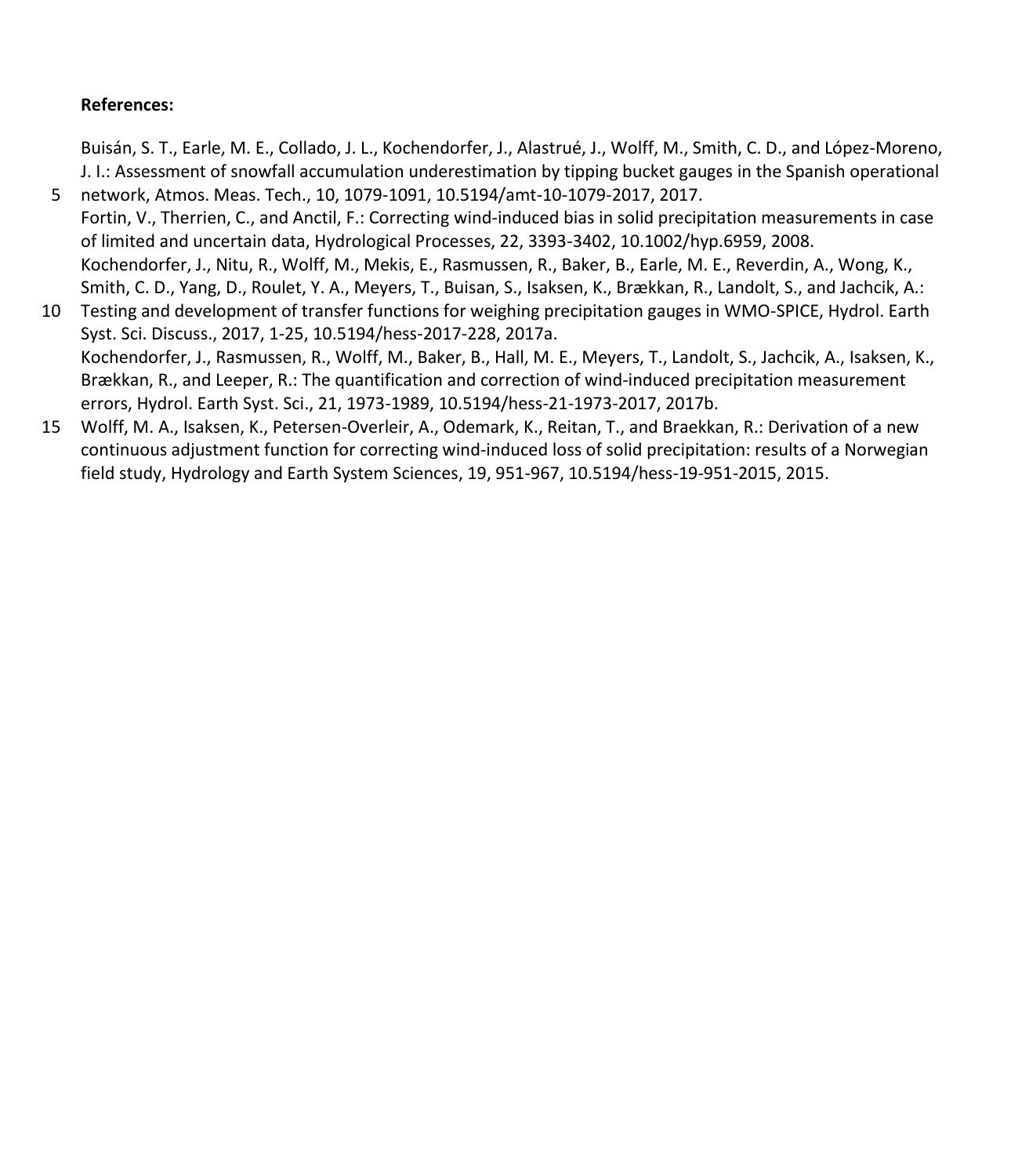**References:**

Buisán, S. T., Earle, M. E., Collado, J. L., Kochendorfer, J., Alastrué, J., Wolff, M., Smith, C. D., and López-Moreno, J. I.: Assessment of snowfall accumulation underestimation by tipping bucket gauges in the Spanish operational network, Atmos. Meas. Tech., 10, 1079-1091, 10.5194/amt-10-1079-2017, 2017.

Fortin, V., Therrien, C., and Anctil, F.: Correcting wind-induced bias in solid precipitation measurements in case of limited and uncertain data, Hydrological Processes, 22, 3393-3402, 10.1002/hyp.6959, 2008.

Kochendorfer, J., Nitu, R., Wolff, M., Mekis, E., Rasmussen, R., Baker, B., Earle, M. E., Reverdin, A., Wong, K., Smith, C. D., Yang, D., Roulet, Y. A., Meyers, T., Buisan, S., Isaksen, K., Brækkan, R., Landolt, S., and Jachcik, A.: Testing and development of transfer functions for weighing precipitation gauges in WMO-SPICE, Hydrol. Earth Syst. Sci. Discuss., 2017, 1-25, 10.5194/hess-2017-228, 2017a.

Kochendorfer, J., Rasmussen, R., Wolff, M., Baker, B., Hall, M. E., Meyers, T., Landolt, S., Jachcik, A., Isaksen, K., Brækkan, R., and Leeper, R.: The quantification and correction of wind-induced precipitation measurement errors, Hydrol. Earth Syst. Sci., 21, 1973-1989, 10.5194/hess-21-1973-2017, 2017b.

Wolff, M. A., Isaksen, K., Petersen-Overleir, A., Odemark, K., Reitan, T., and Braekkan, R.: Derivation of a new continuous adjustment function for correcting wind-induced loss of solid precipitation: results of a Norwegian field study, Hydrology and Earth System Sciences, 19, 951-967, 10.5194/hess-19-951-2015, 2015.